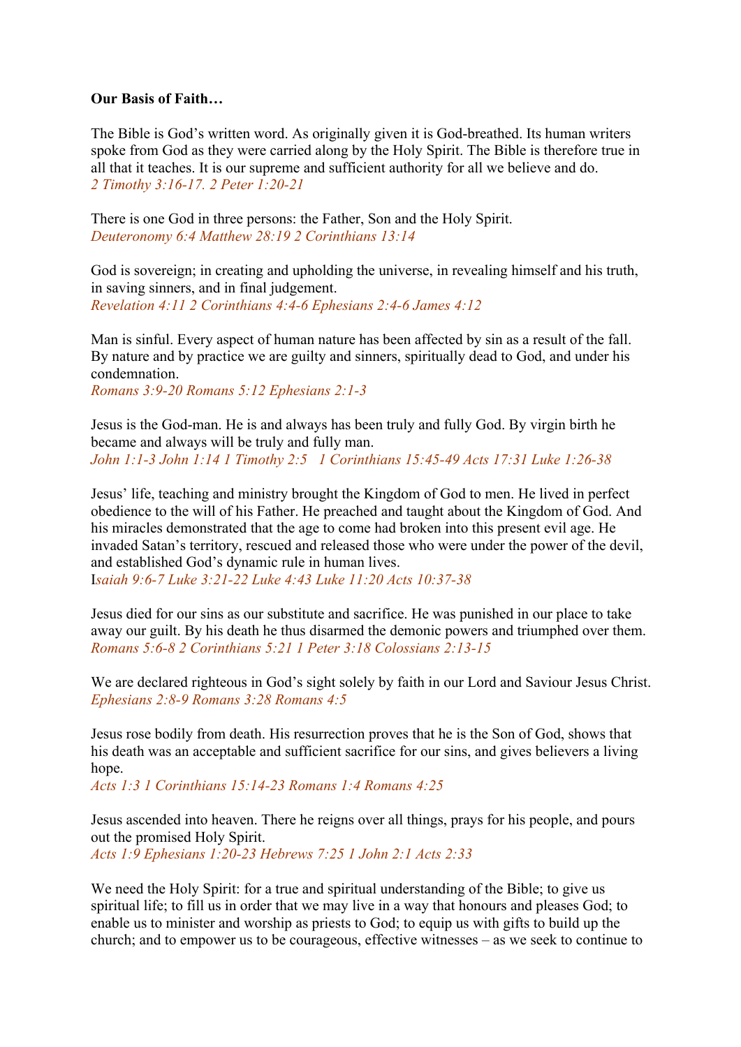**Our Basis of Faith…**

The Bible is God's written word. As originally given it is God-breathed. Its human writers spoke from God as they were carried along by the Holy Spirit. The Bible is therefore true in all that it teaches. It is our supreme and sufficient authority for all we believe and do.
*2 Timothy 3:16-17. 2 Peter 1:20-21*

There is one God in three persons: the Father, Son and the Holy Spirit.
*Deuteronomy 6:4 Matthew 28:19 2 Corinthians 13:14*

God is sovereign; in creating and upholding the universe, in revealing himself and his truth, in saving sinners, and in final judgement.
*Revelation 4:11 2 Corinthians 4:4-6 Ephesians 2:4-6 James 4:12*

Man is sinful. Every aspect of human nature has been affected by sin as a result of the fall. By nature and by practice we are guilty and sinners, spiritually dead to God, and under his condemnation.
*Romans 3:9-20 Romans 5:12 Ephesians 2:1-3*

Jesus is the God-man. He is and always has been truly and fully God. By virgin birth he became and always will be truly and fully man.
*John 1:1-3 John 1:14 1 Timothy 2:5 1 Corinthians 15:45-49 Acts 17:31 Luke 1:26-38*

Jesus' life, teaching and ministry brought the Kingdom of God to men. He lived in perfect obedience to the will of his Father. He preached and taught about the Kingdom of God. And his miracles demonstrated that the age to come had broken into this present evil age. He invaded Satan's territory, rescued and released those who were under the power of the devil, and established God's dynamic rule in human lives.
*Isaiah 9:6-7 Luke 3:21-22 Luke 4:43 Luke 11:20 Acts 10:37-38*

Jesus died for our sins as our substitute and sacrifice. He was punished in our place to take away our guilt. By his death he thus disarmed the demonic powers and triumphed over them.
*Romans 5:6-8 2 Corinthians 5:21 1 Peter 3:18 Colossians 2:13-15*

We are declared righteous in God's sight solely by faith in our Lord and Saviour Jesus Christ.
*Ephesians 2:8-9 Romans 3:28 Romans 4:5*

Jesus rose bodily from death. His resurrection proves that he is the Son of God, shows that his death was an acceptable and sufficient sacrifice for our sins, and gives believers a living hope.
*Acts 1:3 1 Corinthians 15:14-23 Romans 1:4 Romans 4:25*

Jesus ascended into heaven. There he reigns over all things, prays for his people, and pours out the promised Holy Spirit.
*Acts 1:9 Ephesians 1:20-23 Hebrews 7:25 1 John 2:1 Acts 2:33*

We need the Holy Spirit: for a true and spiritual understanding of the Bible; to give us spiritual life; to fill us in order that we may live in a way that honours and pleases God; to enable us to minister and worship as priests to God; to equip us with gifts to build up the church; and to empower us to be courageous, effective witnesses – as we seek to continue to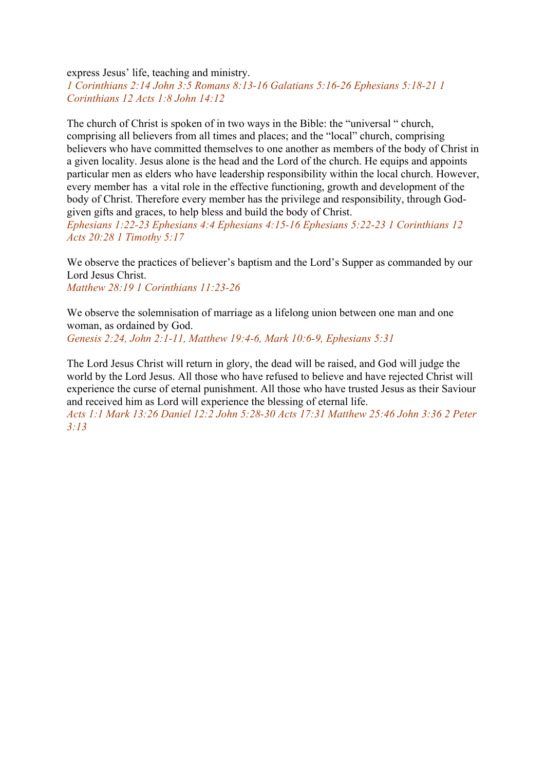express Jesus' life, teaching and ministry.
*1 Corinthians 2:14 John 3:5 Romans 8:13-16 Galatians 5:16-26 Ephesians 5:18-21 1 Corinthians 12 Acts 1:8 John 14:12*

The church of Christ is spoken of in two ways in the Bible: the "universal " church, comprising all believers from all times and places; and the "local" church, comprising believers who have committed themselves to one another as members of the body of Christ in a given locality. Jesus alone is the head and the Lord of the church. He equips and appoints particular men as elders who have leadership responsibility within the local church. However, every member has a vital role in the effective functioning, growth and development of the body of Christ. Therefore every member has the privilege and responsibility, through God-given gifts and graces, to help bless and build the body of Christ.
*Ephesians 1:22-23 Ephesians 4:4 Ephesians 4:15-16 Ephesians 5:22-23 1 Corinthians 12 Acts 20:28 1 Timothy 5:17*

We observe the practices of believer's baptism and the Lord's Supper as commanded by our Lord Jesus Christ.
*Matthew 28:19 1 Corinthians 11:23-26*

We observe the solemnisation of marriage as a lifelong union between one man and one woman, as ordained by God.
*Genesis 2:24, John 2:1-11, Matthew 19:4-6, Mark 10:6-9, Ephesians 5:31*

The Lord Jesus Christ will return in glory, the dead will be raised, and God will judge the world by the Lord Jesus. All those who have refused to believe and have rejected Christ will experience the curse of eternal punishment. All those who have trusted Jesus as their Saviour and received him as Lord will experience the blessing of eternal life.
*Acts 1:1 Mark 13:26 Daniel 12:2 John 5:28-30 Acts 17:31 Matthew 25:46 John 3:36 2 Peter 3:13*